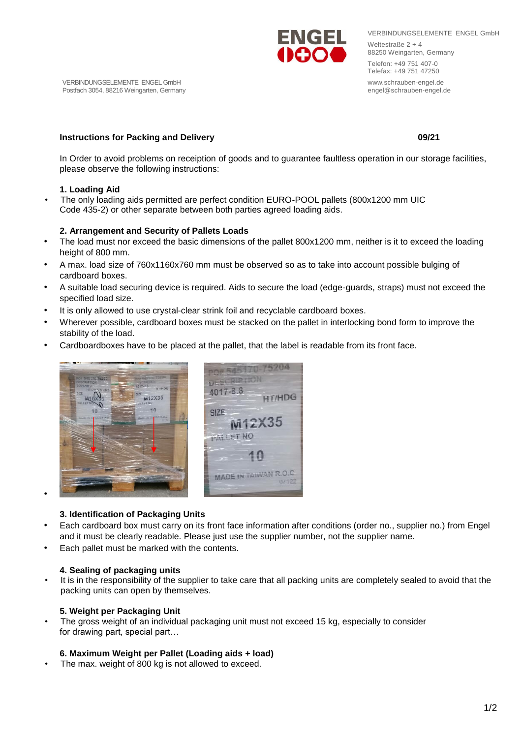VERBINDUNGSELEMENTE ENGEL GmbH
Weltestraße 2 + 4
88250 Weingarten, Germany
Telefon: +49 751 407-0
Telefax: +49 751 47250
www.schrauben-engel.de
engel@schrauben-engel.de

VERBINDUNGSELEMENTE ENGEL GmbH
Postfach 3054, 88216 Weingarten, Germany

**Instructions for Packing and Delivery** **09/21**

In Order to avoid problems on receiption of goods and to guarantee faultless operation in our storage facilities, please observe the following instructions:

### 1. Loading Aid

- The only loading aids permitted are perfect condition EURO-POOL pallets (800x1200 mm UIC Code 435-2) or other separate between both parties agreed loading aids.

### 2. Arrangement and Security of Pallets Loads

- The load must nor exceed the basic dimensions of the pallet 800x1200 mm, neither is it to exceed the loading height of 800 mm.
- A max. load size of 760x1160x760 mm must be observed so as to take into account possible bulging of cardboard boxes.
- A suitable load securing device is required. Aids to secure the load (edge-guards, straps) must not exceed the specified load size.
- It is only allowed to use crystal-clear strink foil and recyclable cardboard boxes.
- Wherever possible, cardboard boxes must be stacked on the pallet in interlocking bond form to improve the stability of the load.
- Cardboardboxes have to be placed at the pallet, that the label is readable from its front face.

### 3. Identification of Packaging Units

- Each cardboard box must carry on its front face information after conditions (order no., supplier no.) from Engel and it must be clearly readable. Please just use the supplier number, not the supplier name.
- Each pallet must be marked with the contents.

### 4. Sealing of packaging units

- It is in the responsibility of the supplier to take care that all packing units are completely sealed to avoid that the packing units can open by themselves.

### 5. Weight per Packaging Unit

- The gross weight of an individual packaging unit must not exceed 15 kg, especially to consider for drawing part, special part…

### 6. Maximum Weight per Pallet (Loading aids + load)

- The max. weight of 800 kg is not allowed to exceed.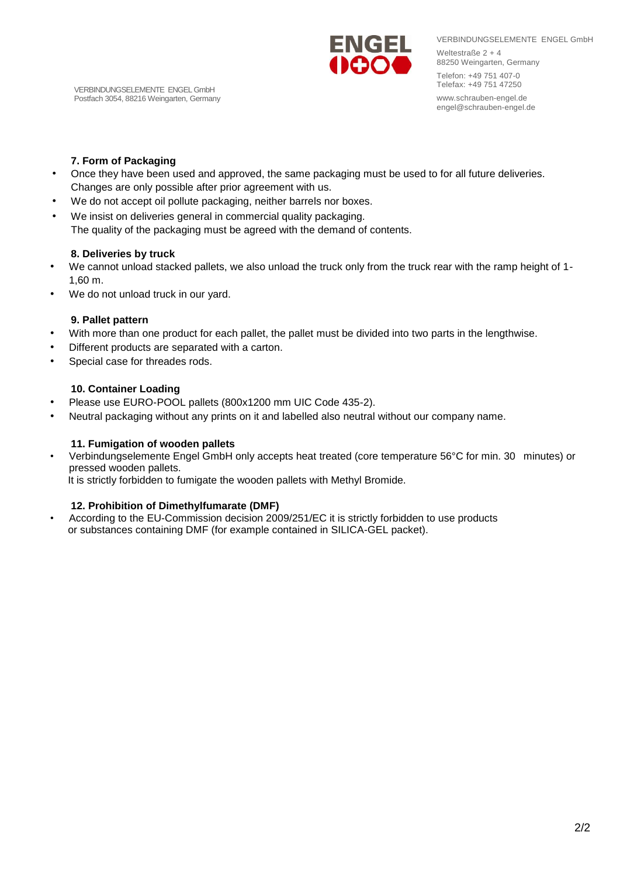VERBINDUNGSELEMENTE ENGEL GmbH
Weltestraße 2 + 4
88250 Weingarten, Germany
Telefon: +49 751 407-0
Telefax: +49 751 47250
www.schrauben-engel.de
engel@schrauben-engel.de

VERBINDUNGSELEMENTE ENGEL GmbH
Postfach 3054, 88216 Weingarten, Germany

### 7. Form of Packaging

- Once they have been used and approved, the same packaging must be used to for all future deliveries. Changes are only possible after prior agreement with us.
- We do not accept oil pollute packaging, neither barrels nor boxes.
- We insist on deliveries general in commercial quality packaging.
  The quality of the packaging must be agreed with the demand of contents.

### 8. Deliveries by truck

- We cannot unload stacked pallets, we also unload the truck only from the truck rear with the ramp height of 1-1,60 m.
- We do not unload truck in our yard.

### 9. Pallet pattern

- With more than one product for each pallet, the pallet must be divided into two parts in the lengthwise.
- Different products are separated with a carton.
- Special case for threades rods.

### 10. Container Loading

- Please use EURO-POOL pallets (800x1200 mm UIC Code 435-2).
- Neutral packaging without any prints on it and labelled also neutral without our company name.

### 11. Fumigation of wooden pallets

- Verbindungselemente Engel GmbH only accepts heat treated (core temperature 56°C for min. 30 minutes) or pressed wooden pallets.
  It is strictly forbidden to fumigate the wooden pallets with Methyl Bromide.

### 12. Prohibition of Dimethylfumarate (DMF)

- According to the EU-Commission decision 2009/251/EC it is strictly forbidden to use products or substances containing DMF (for example contained in SILICA-GEL packet).